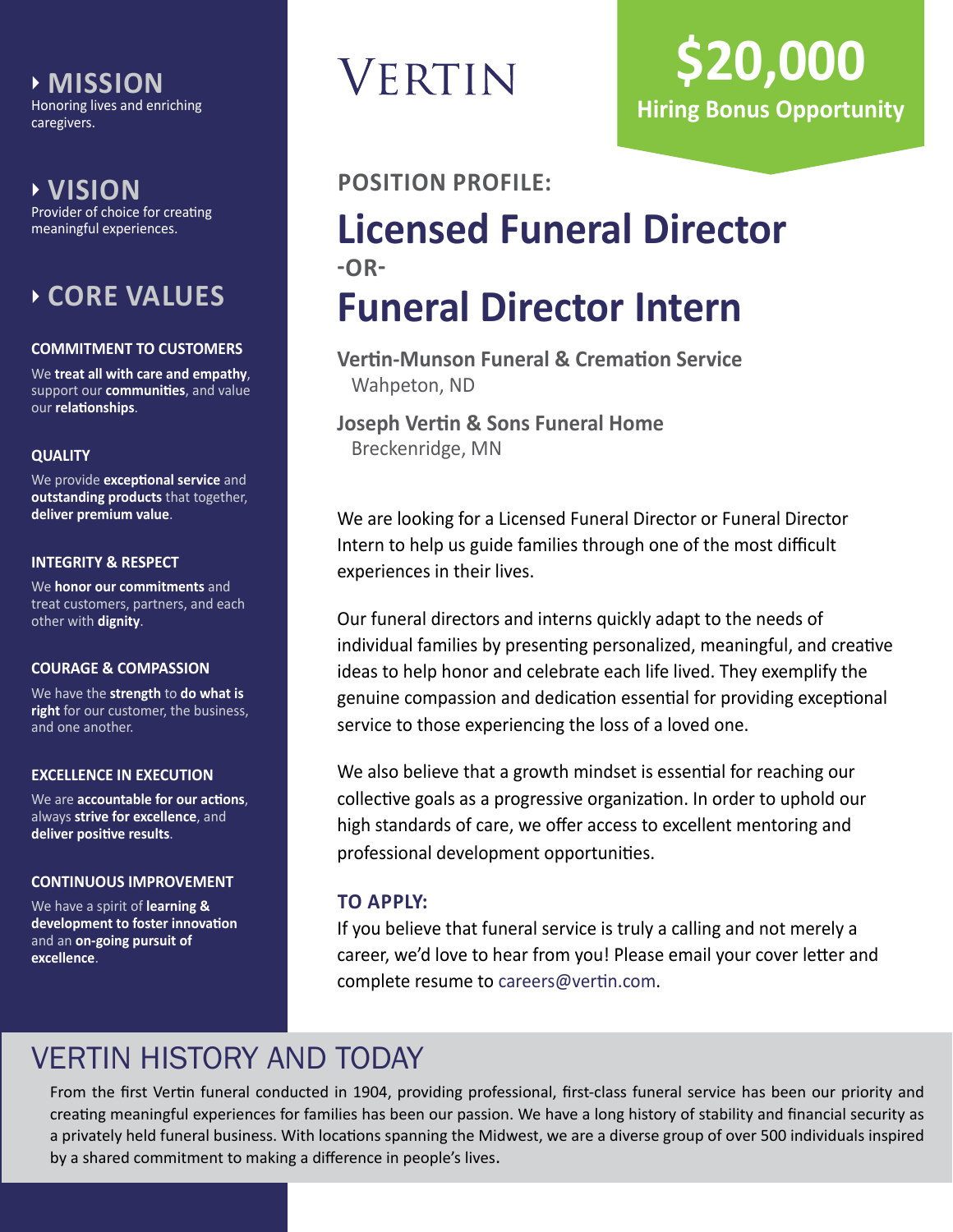# VERTIN

## $20,000
**Hiring Bonus Opportunity**

**POSITION PROFILE:**

# Licensed Funeral Director

**-OR-**

# Funeral Director Intern

**Vertin-Munson Funeral & Cremation Service**
Wahpeton, ND

**Joseph Vertin & Sons Funeral Home**
Breckenridge, MN

We are looking for a Licensed Funeral Director or Funeral Director Intern to help us guide families through one of the most difficult experiences in their lives.

Our funeral directors and interns quickly adapt to the needs of individual families by presenting personalized, meaningful, and creative ideas to help honor and celebrate each life lived. They exemplify the genuine compassion and dedication essential for providing exceptional service to those experiencing the loss of a loved one.

We also believe that a growth mindset is essential for reaching our collective goals as a progressive organization. In order to uphold our high standards of care, we offer access to excellent mentoring and professional development opportunities.

### TO APPLY:

If you believe that funeral service is truly a calling and not merely a career, we'd love to hear from you! Please email your cover letter and complete resume to careers@vertin.com.

## MISSION

Honoring lives and enriching caregivers.

## VISION

Provider of choice for creating meaningful experiences.

## CORE VALUES

**COMMITMENT TO CUSTOMERS**

We **treat all with care and empathy**, support our **communities**, and value our **relationships**.

**QUALITY**

We provide **exceptional service** and **outstanding products** that together, **deliver premium value**.

**INTEGRITY & RESPECT**

We **honor our commitments** and treat customers, partners, and each other with **dignity**.

**COURAGE & COMPASSION**

We have the **strength** to **do what is right** for our customer, the business, and one another.

**EXCELLENCE IN EXECUTION**

We are **accountable for our actions**, always **strive for excellence**, and **deliver positive results**.

**CONTINUOUS IMPROVEMENT**

We have a spirit of **learning & development to foster innovation** and an **on-going pursuit of excellence**.

## VERTIN HISTORY AND TODAY

From the first Vertin funeral conducted in 1904, providing professional, first-class funeral service has been our priority and creating meaningful experiences for families has been our passion. We have a long history of stability and financial security as a privately held funeral business. With locations spanning the Midwest, we are a diverse group of over 500 individuals inspired by a shared commitment to making a difference in people's lives.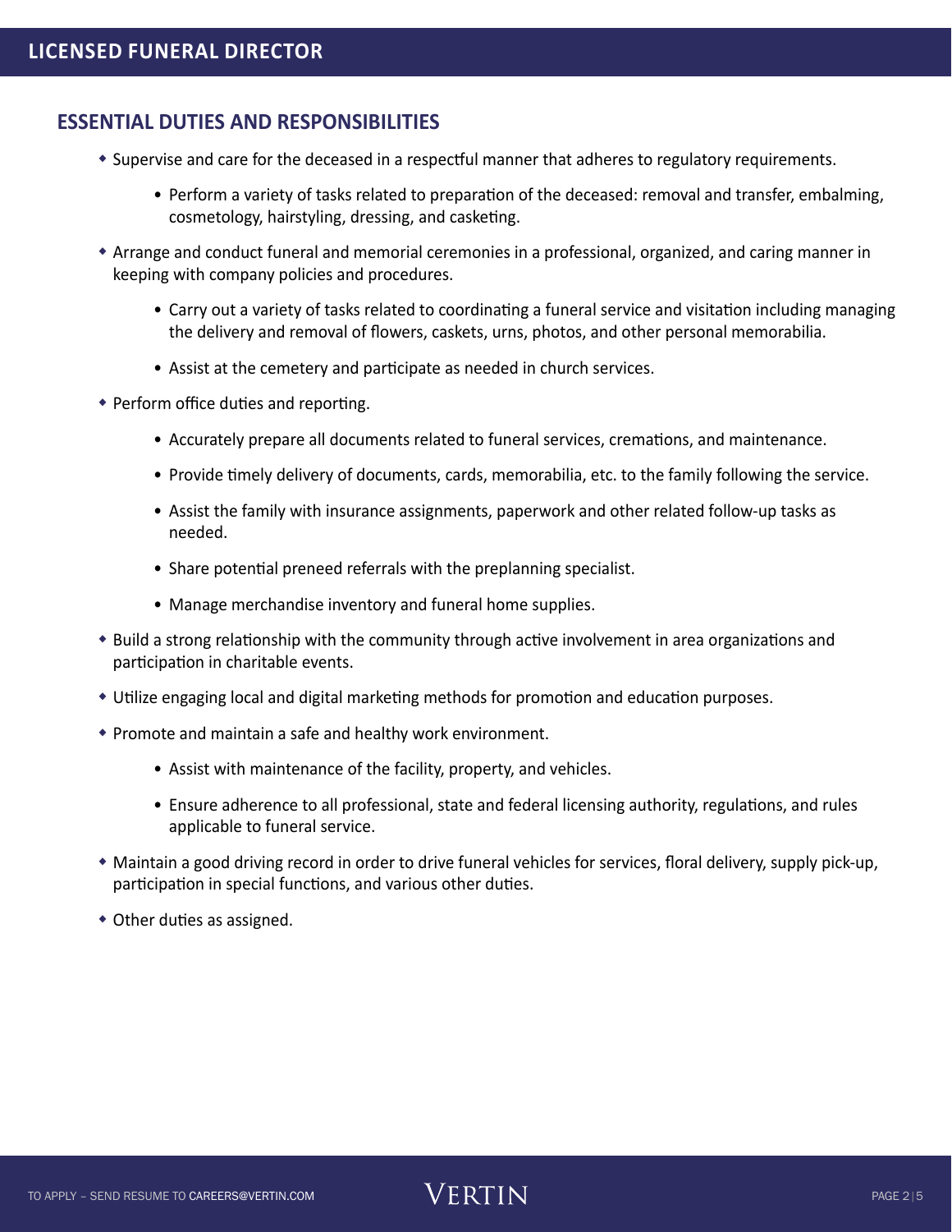# LICENSED FUNERAL DIRECTOR

## ESSENTIAL DUTIES AND RESPONSIBILITIES

- Supervise and care for the deceased in a respectful manner that adheres to regulatory requirements.
    - Perform a variety of tasks related to preparation of the deceased: removal and transfer, embalming, cosmetology, hairstyling, dressing, and casketing.
- Arrange and conduct funeral and memorial ceremonies in a professional, organized, and caring manner in keeping with company policies and procedures.
    - Carry out a variety of tasks related to coordinating a funeral service and visitation including managing the delivery and removal of flowers, caskets, urns, photos, and other personal memorabilia.
    - Assist at the cemetery and participate as needed in church services.
- Perform office duties and reporting.
    - Accurately prepare all documents related to funeral services, cremations, and maintenance.
    - Provide timely delivery of documents, cards, memorabilia, etc. to the family following the service.
    - Assist the family with insurance assignments, paperwork and other related follow-up tasks as needed.
    - Share potential preneed referrals with the preplanning specialist.
    - Manage merchandise inventory and funeral home supplies.
- Build a strong relationship with the community through active involvement in area organizations and participation in charitable events.
- Utilize engaging local and digital marketing methods for promotion and education purposes.
- Promote and maintain a safe and healthy work environment.
    - Assist with maintenance of the facility, property, and vehicles.
    - Ensure adherence to all professional, state and federal licensing authority, regulations, and rules applicable to funeral service.
- Maintain a good driving record in order to drive funeral vehicles for services, floral delivery, supply pick-up, participation in special functions, and various other duties.
- Other duties as assigned.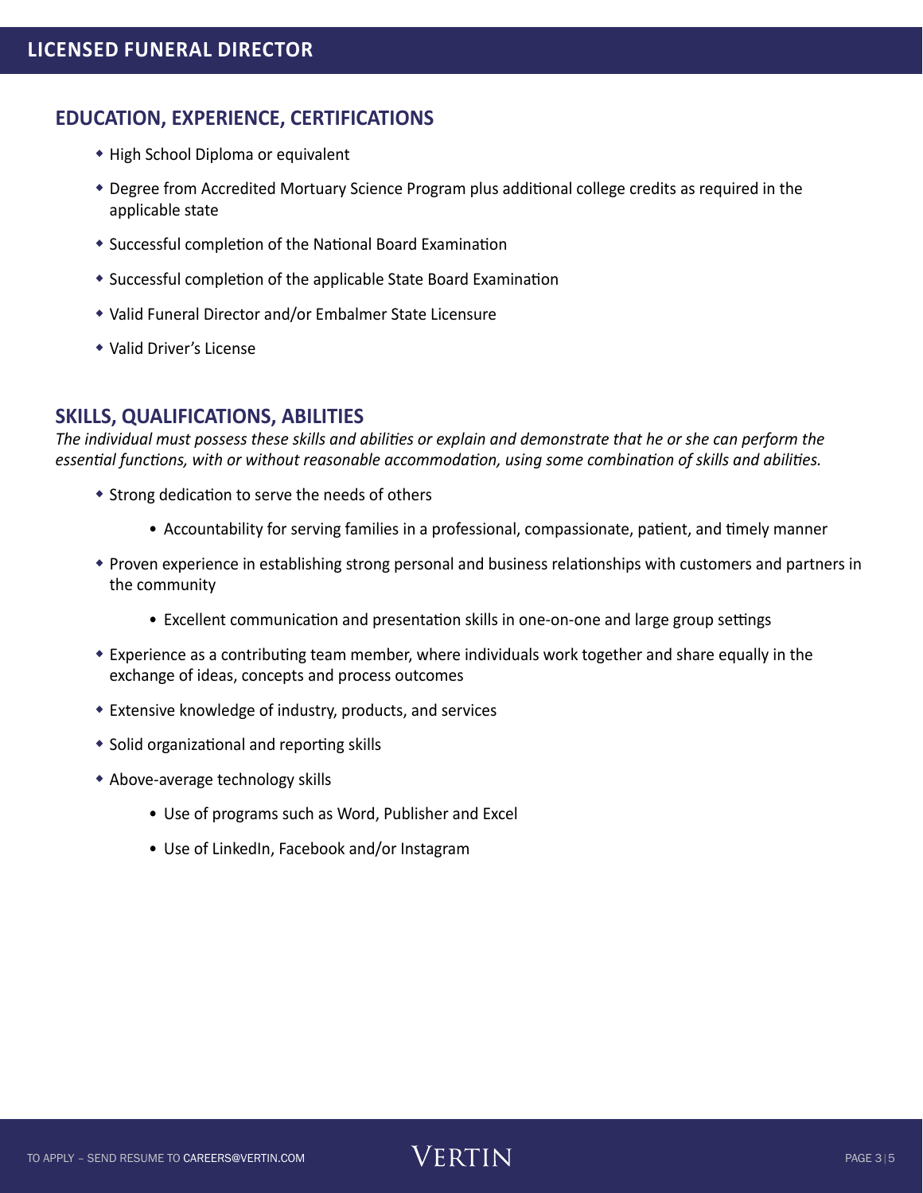# LICENSED FUNERAL DIRECTOR

## EDUCATION, EXPERIENCE, CERTIFICATIONS

- High School Diploma or equivalent
- Degree from Accredited Mortuary Science Program plus additional college credits as required in the applicable state
- Successful completion of the National Board Examination
- Successful completion of the applicable State Board Examination
- Valid Funeral Director and/or Embalmer State Licensure
- Valid Driver's License

## SKILLS, QUALIFICATIONS, ABILITIES

*The individual must possess these skills and abilities or explain and demonstrate that he or she can perform the essential functions, with or without reasonable accommodation, using some combination of skills and abilities.*

- Strong dedication to serve the needs of others
    - Accountability for serving families in a professional, compassionate, patient, and timely manner
- Proven experience in establishing strong personal and business relationships with customers and partners in the community
    - Excellent communication and presentation skills in one-on-one and large group settings
- Experience as a contributing team member, where individuals work together and share equally in the exchange of ideas, concepts and process outcomes
- Extensive knowledge of industry, products, and services
- Solid organizational and reporting skills
- Above-average technology skills
    - Use of programs such as Word, Publisher and Excel
    - Use of LinkedIn, Facebook and/or Instagram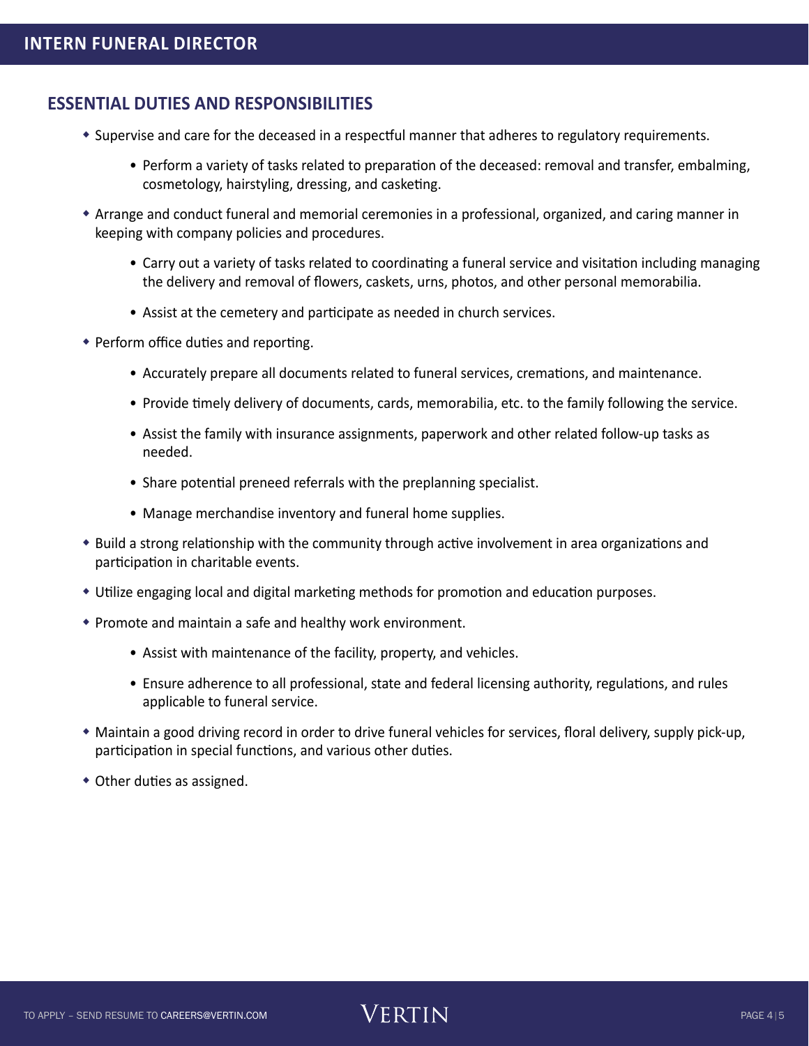# INTERN FUNERAL DIRECTOR

## ESSENTIAL DUTIES AND RESPONSIBILITIES

- Supervise and care for the deceased in a respectful manner that adheres to regulatory requirements.
  - Perform a variety of tasks related to preparation of the deceased: removal and transfer, embalming, cosmetology, hairstyling, dressing, and casketing.
- Arrange and conduct funeral and memorial ceremonies in a professional, organized, and caring manner in keeping with company policies and procedures.
  - Carry out a variety of tasks related to coordinating a funeral service and visitation including managing the delivery and removal of flowers, caskets, urns, photos, and other personal memorabilia.
  - Assist at the cemetery and participate as needed in church services.
- Perform office duties and reporting.
  - Accurately prepare all documents related to funeral services, cremations, and maintenance.
  - Provide timely delivery of documents, cards, memorabilia, etc. to the family following the service.
  - Assist the family with insurance assignments, paperwork and other related follow-up tasks as needed.
  - Share potential preneed referrals with the preplanning specialist.
  - Manage merchandise inventory and funeral home supplies.
- Build a strong relationship with the community through active involvement in area organizations and participation in charitable events.
- Utilize engaging local and digital marketing methods for promotion and education purposes.
- Promote and maintain a safe and healthy work environment.
  - Assist with maintenance of the facility, property, and vehicles.
  - Ensure adherence to all professional, state and federal licensing authority, regulations, and rules applicable to funeral service.
- Maintain a good driving record in order to drive funeral vehicles for services, floral delivery, supply pick-up, participation in special functions, and various other duties.
- Other duties as assigned.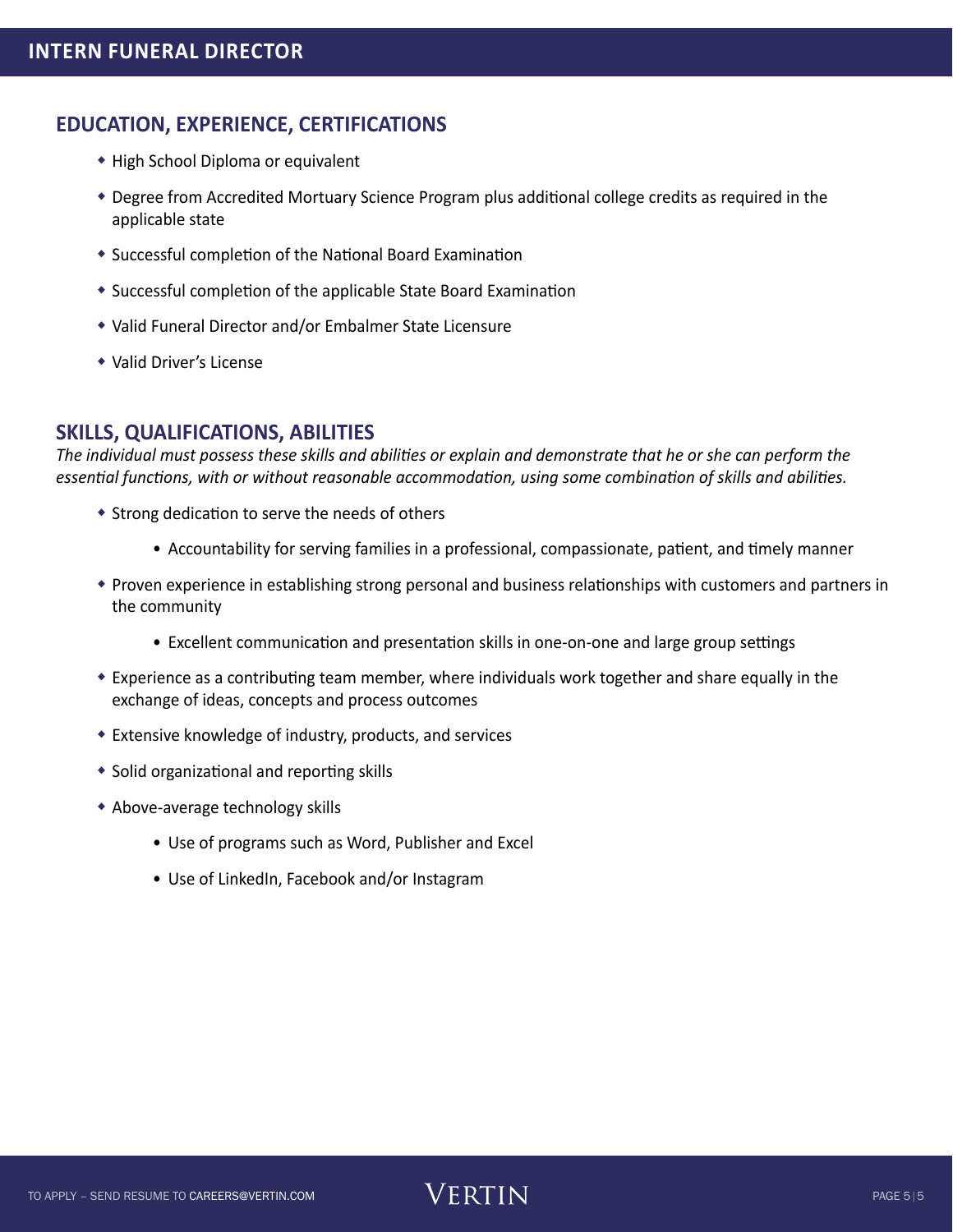# INTERN FUNERAL DIRECTOR

## EDUCATION, EXPERIENCE, CERTIFICATIONS

- High School Diploma or equivalent
- Degree from Accredited Mortuary Science Program plus additional college credits as required in the applicable state
- Successful completion of the National Board Examination
- Successful completion of the applicable State Board Examination
- Valid Funeral Director and/or Embalmer State Licensure
- Valid Driver's License

## SKILLS, QUALIFICATIONS, ABILITIES

*The individual must possess these skills and abilities or explain and demonstrate that he or she can perform the essential functions, with or without reasonable accommodation, using some combination of skills and abilities.*

- Strong dedication to serve the needs of others
  - Accountability for serving families in a professional, compassionate, patient, and timely manner
- Proven experience in establishing strong personal and business relationships with customers and partners in the community
  - Excellent communication and presentation skills in one-on-one and large group settings
- Experience as a contributing team member, where individuals work together and share equally in the exchange of ideas, concepts and process outcomes
- Extensive knowledge of industry, products, and services
- Solid organizational and reporting skills
- Above-average technology skills
  - Use of programs such as Word, Publisher and Excel
  - Use of LinkedIn, Facebook and/or Instagram

TO APPLY – SEND RESUME TO CAREERS@VERTIN.COM

VERTIN